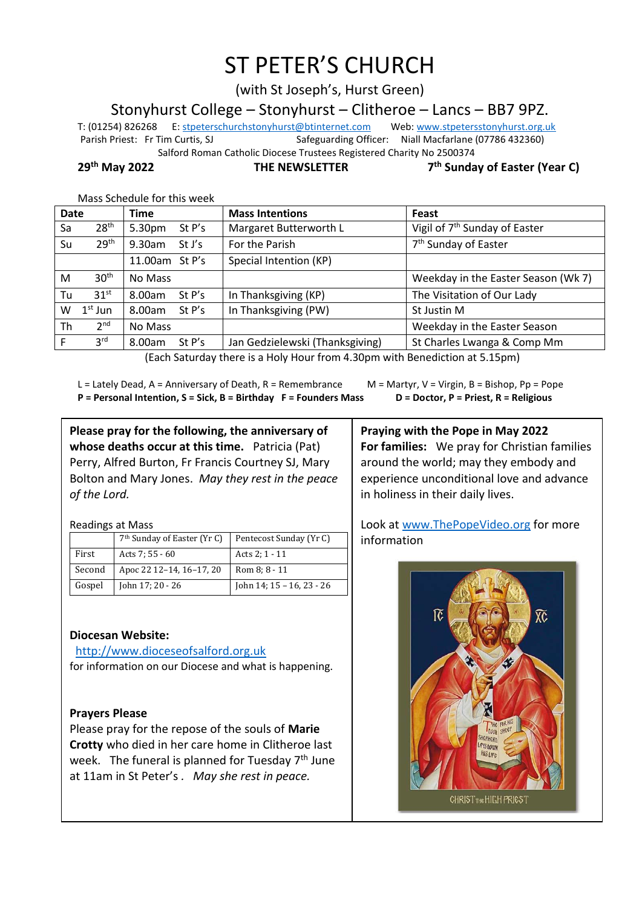# ST PETER'S CHURCH

(with St Joseph's, Hurst Green)

Stonyhurst College – Stonyhurst – Clitheroe – Lancs – BB7 9PZ.

T: (01254) 826268 E: stpeterschurchstonyhurst@btinternet.com Web: www.stpetersstonyhurst.org.uk

Parish Priest: Fr Tim Curtis, SJ Safeguarding Officer: Niall Macfarlane (07786 432360)

Salford Roman Catholic Diocese Trustees Registered Charity No 2500374

**29th May 2022** **THE NEWSLETTER** **7th Sunday of Easter (Year C)**

Mass Schedule for this week

| Date | | Time | | Mass Intentions | Feast |
|---|---|---|---|---|---|
| Sa | 28th | 5.30pm | St P's | Margaret Butterworth L | Vigil of 7th Sunday of Easter |
| Su | 29th | 9.30am | St J's | For the Parish | 7th Sunday of Easter |
| | | 11.00am | St P's | Special Intention (KP) | |
| M | 30th | No Mass | | | Weekday in the Easter Season (Wk 7) |
| Tu | 31st | 8.00am | St P's | In Thanksgiving (KP) | The Visitation of Our Lady |
| W | 1st Jun | 8.00am | St P's | In Thanksgiving (PW) | St Justin M |
| Th | 2nd | No Mass | | | Weekday in the Easter Season |
| F | 3rd | 8.00am | St P's | Jan Gedzielewski (Thanksgiving) | St Charles Lwanga & Comp Mm |

(Each Saturday there is a Holy Hour from 4.30pm with Benediction at 5.15pm)

L = Lately Dead, A = Anniversary of Death, R = Remembrance M = Martyr, V = Virgin, B = Bishop, Pp = Pope
**P = Personal Intention, S = Sick, B = Birthday F = Founders Mass D = Doctor, P = Priest, R = Religious**

**Please pray for the following, the anniversary of whose deaths occur at this time.** Patricia (Pat) Perry, Alfred Burton, Fr Francis Courtney SJ, Mary Bolton and Mary Jones. *May they rest in the peace of the Lord.*

Readings at Mass

| | 7th Sunday of Easter (Yr C) | Pentecost Sunday (Yr C) |
|---|---|---|
| First | Acts 7; 55 - 60 | Acts 2; 1 - 11 |
| Second | Apoc 22 12–14, 16–17, 20 | Rom 8; 8 - 11 |
| Gospel | John 17; 20 - 26 | John 14; 15 – 16, 23 - 26 |

**Diocesan Website:**
http://www.dioceseofsalford.org.uk
for information on our Diocese and what is happening.

**Prayers Please**
Please pray for the repose of the souls of **Marie Crotty** who died in her care home in Clitheroe last week. The funeral is planned for Tuesday 7th June at 11am in St Peter's . *May she rest in peace.*

**Praying with the Pope in May 2022**
**For families:** We pray for Christian families around the world; may they embody and experience unconditional love and advance in holiness in their daily lives.

Look at www.ThePopeVideo.org for more information

CHRIST THE HIGH PRIEST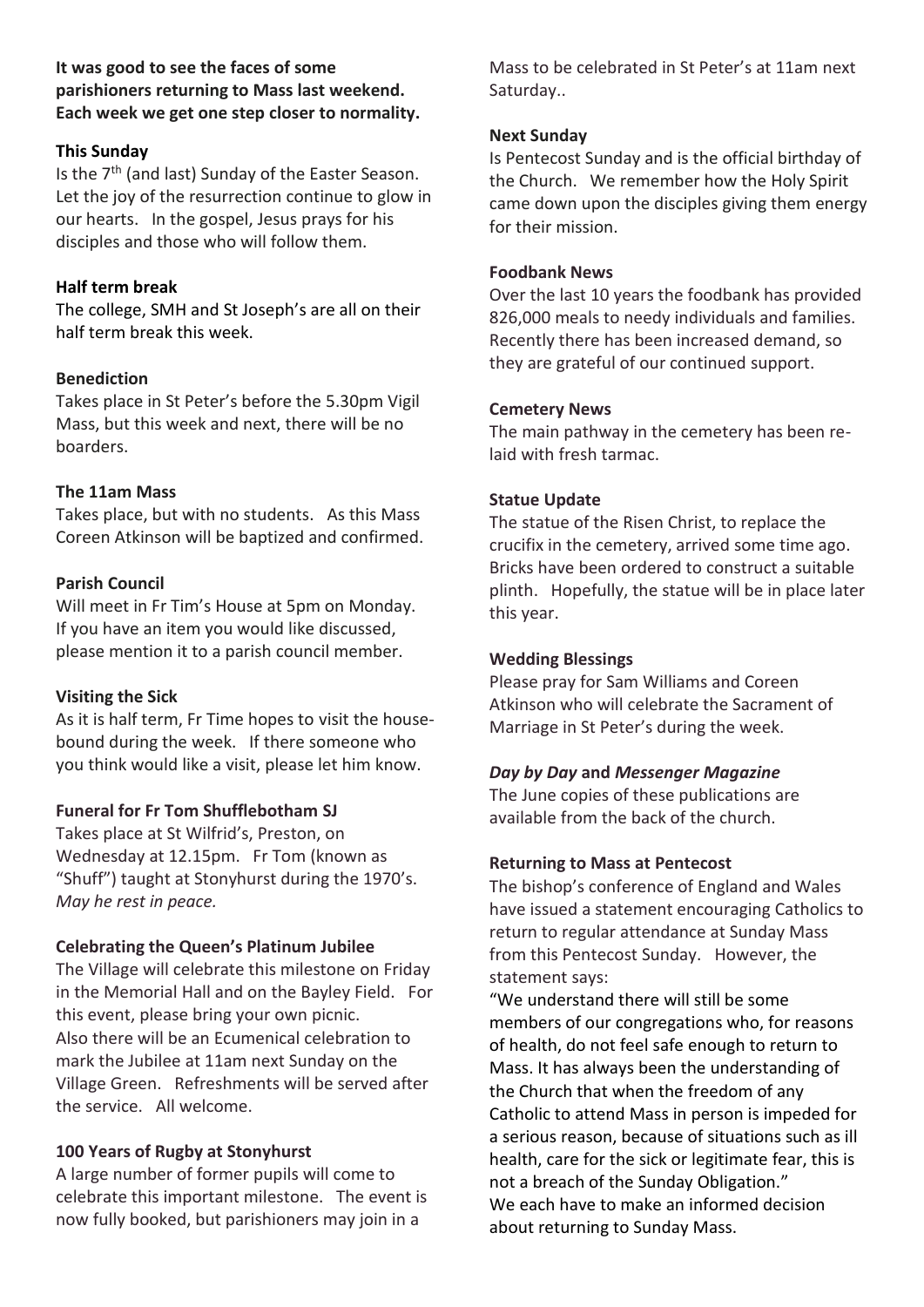**It was good to see the faces of some parishioners returning to Mass last weekend. Each week we get one step closer to normality.**

**This Sunday**

Is the 7th (and last) Sunday of the Easter Season. Let the joy of the resurrection continue to glow in our hearts. In the gospel, Jesus prays for his disciples and those who will follow them.

**Half term break**

The college, SMH and St Joseph's are all on their half term break this week.

**Benediction**

Takes place in St Peter's before the 5.30pm Vigil Mass, but this week and next, there will be no boarders.

**The 11am Mass**

Takes place, but with no students. As this Mass Coreen Atkinson will be baptized and confirmed.

**Parish Council**

Will meet in Fr Tim's House at 5pm on Monday. If you have an item you would like discussed, please mention it to a parish council member.

**Visiting the Sick**

As it is half term, Fr Time hopes to visit the house-bound during the week. If there someone who you think would like a visit, please let him know.

**Funeral for Fr Tom Shufflebotham SJ**

Takes place at St Wilfrid's, Preston, on Wednesday at 12.15pm. Fr Tom (known as "Shuff") taught at Stonyhurst during the 1970's. *May he rest in peace.*

**Celebrating the Queen's Platinum Jubilee**

The Village will celebrate this milestone on Friday in the Memorial Hall and on the Bayley Field. For this event, please bring your own picnic.
Also there will be an Ecumenical celebration to mark the Jubilee at 11am next Sunday on the Village Green. Refreshments will be served after the service. All welcome.

**100 Years of Rugby at Stonyhurst**

A large number of former pupils will come to celebrate this important milestone. The event is now fully booked, but parishioners may join in a Mass to be celebrated in St Peter's at 11am next Saturday..

**Next Sunday**

Is Pentecost Sunday and is the official birthday of the Church. We remember how the Holy Spirit came down upon the disciples giving them energy for their mission.

**Foodbank News**

Over the last 10 years the foodbank has provided 826,000 meals to needy individuals and families. Recently there has been increased demand, so they are grateful of our continued support.

**Cemetery News**

The main pathway in the cemetery has been re-laid with fresh tarmac.

**Statue Update**

The statue of the Risen Christ, to replace the crucifix in the cemetery, arrived some time ago. Bricks have been ordered to construct a suitable plinth. Hopefully, the statue will be in place later this year.

**Wedding Blessings**

Please pray for Sam Williams and Coreen Atkinson who will celebrate the Sacrament of Marriage in St Peter's during the week.

***Day by Day* and *Messenger Magazine***

The June copies of these publications are available from the back of the church.

**Returning to Mass at Pentecost**

The bishop's conference of England and Wales have issued a statement encouraging Catholics to return to regular attendance at Sunday Mass from this Pentecost Sunday. However, the statement says:
"We understand there will still be some members of our congregations who, for reasons of health, do not feel safe enough to return to Mass. It has always been the understanding of the Church that when the freedom of any Catholic to attend Mass in person is impeded for a serious reason, because of situations such as ill health, care for the sick or legitimate fear, this is not a breach of the Sunday Obligation."
We each have to make an informed decision about returning to Sunday Mass.